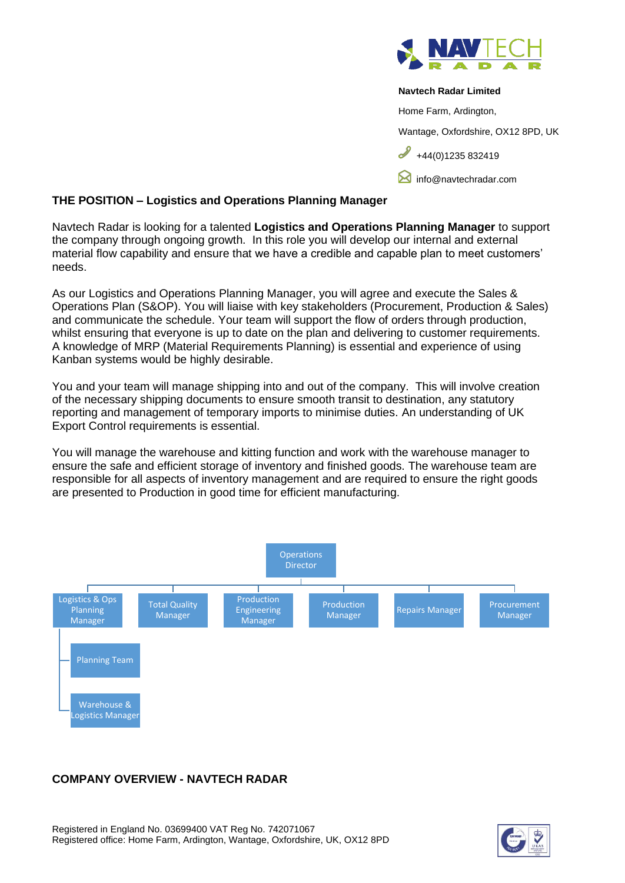**Navtech Radar Limited**

Home Farm, Ardington,

Wantage, Oxfordshire, OX12 8PD, UK

+44(0)1235 832419

info@navtechradar.com

## THE POSITION – Logistics and Operations Planning Manager

Navtech Radar is looking for a talented **Logistics and Operations Planning Manager** to support the company through ongoing growth. In this role you will develop our internal and external material flow capability and ensure that we have a credible and capable plan to meet customers' needs.

As our Logistics and Operations Planning Manager, you will agree and execute the Sales & Operations Plan (S&OP). You will liaise with key stakeholders (Procurement, Production & Sales) and communicate the schedule. Your team will support the flow of orders through production, whilst ensuring that everyone is up to date on the plan and delivering to customer requirements. A knowledge of MRP (Material Requirements Planning) is essential and experience of using Kanban systems would be highly desirable.

You and your team will manage shipping into and out of the company. This will involve creation of the necessary shipping documents to ensure smooth transit to destination, any statutory reporting and management of temporary imports to minimise duties. An understanding of UK Export Control requirements is essential.

You will manage the warehouse and kitting function and work with the warehouse manager to ensure the safe and efficient storage of inventory and finished goods. The warehouse team are responsible for all aspects of inventory management and are required to ensure the right goods are presented to Production in good time for efficient manufacturing.

- Operations Director
  - Logistics & Ops Planning Manager
    - Planning Team
    - Warehouse & Logistics Manager
  - Total Quality Manager
  - Production Engineering Manager
  - Production Manager
  - Repairs Manager
  - Procurement Manager

## COMPANY OVERVIEW - NAVTECH RADAR

Registered in England No. 03699400 VAT Reg No. 742071067
Registered office: Home Farm, Ardington, Wantage, Oxfordshire, UK, OX12 8PD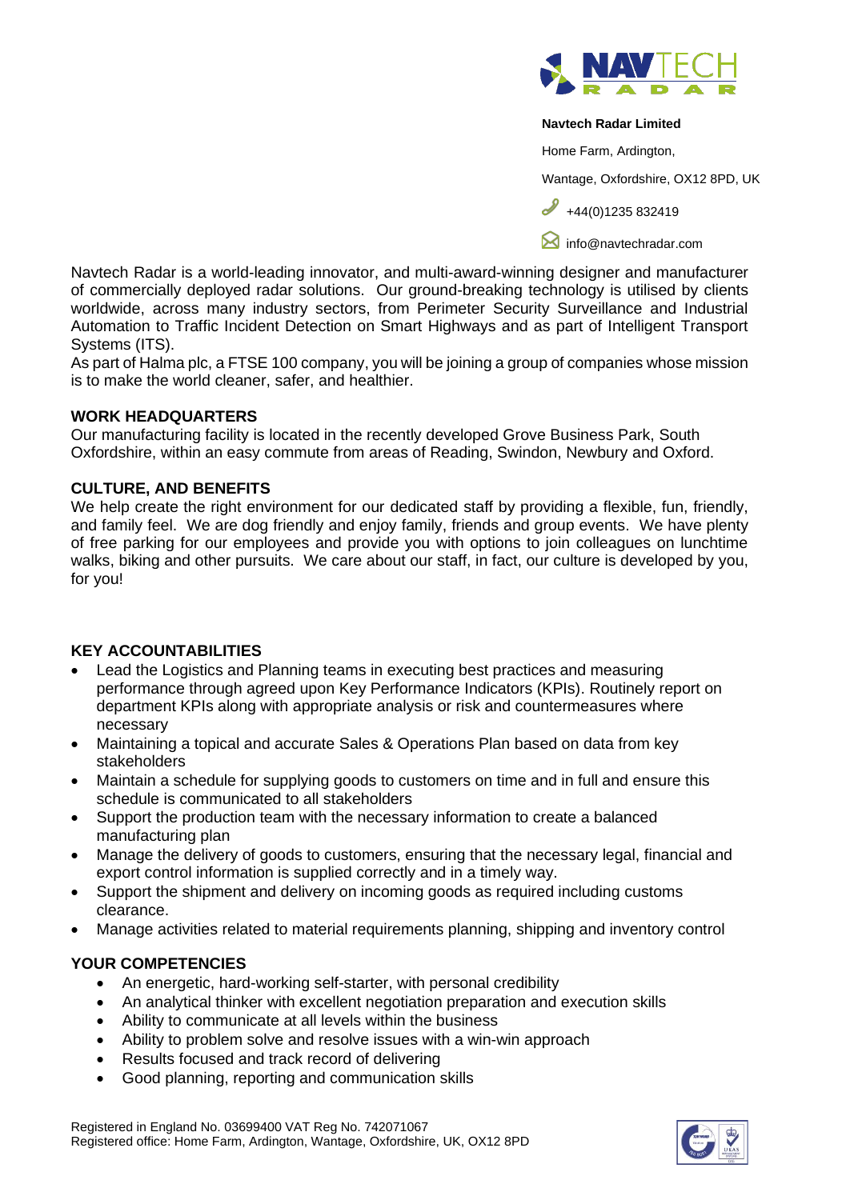**Navtech Radar Limited**

Home Farm, Ardington,

Wantage, Oxfordshire, OX12 8PD, UK

+44(0)1235 832419

info@navtechradar.com

Navtech Radar is a world-leading innovator, and multi-award-winning designer and manufacturer of commercially deployed radar solutions. Our ground-breaking technology is utilised by clients worldwide, across many industry sectors, from Perimeter Security Surveillance and Industrial Automation to Traffic Incident Detection on Smart Highways and as part of Intelligent Transport Systems (ITS).

As part of Halma plc, a FTSE 100 company, you will be joining a group of companies whose mission is to make the world cleaner, safer, and healthier.

**WORK HEADQUARTERS**

Our manufacturing facility is located in the recently developed Grove Business Park, South Oxfordshire, within an easy commute from areas of Reading, Swindon, Newbury and Oxford.

**CULTURE, AND BENEFITS**

We help create the right environment for our dedicated staff by providing a flexible, fun, friendly, and family feel. We are dog friendly and enjoy family, friends and group events. We have plenty of free parking for our employees and provide you with options to join colleagues on lunchtime walks, biking and other pursuits. We care about our staff, in fact, our culture is developed by you, for you!

**KEY ACCOUNTABILITIES**

- Lead the Logistics and Planning teams in executing best practices and measuring performance through agreed upon Key Performance Indicators (KPIs). Routinely report on department KPIs along with appropriate analysis or risk and countermeasures where necessary
- Maintaining a topical and accurate Sales & Operations Plan based on data from key stakeholders
- Maintain a schedule for supplying goods to customers on time and in full and ensure this schedule is communicated to all stakeholders
- Support the production team with the necessary information to create a balanced manufacturing plan
- Manage the delivery of goods to customers, ensuring that the necessary legal, financial and export control information is supplied correctly and in a timely way.
- Support the shipment and delivery on incoming goods as required including customs clearance.
- Manage activities related to material requirements planning, shipping and inventory control

**YOUR COMPETENCIES**

- An energetic, hard-working self-starter, with personal credibility
- An analytical thinker with excellent negotiation preparation and execution skills
- Ability to communicate at all levels within the business
- Ability to problem solve and resolve issues with a win-win approach
- Results focused and track record of delivering
- Good planning, reporting and communication skills

Registered in England No. 03699400 VAT Reg No. 742071067
Registered office: Home Farm, Ardington, Wantage, Oxfordshire, UK, OX12 8PD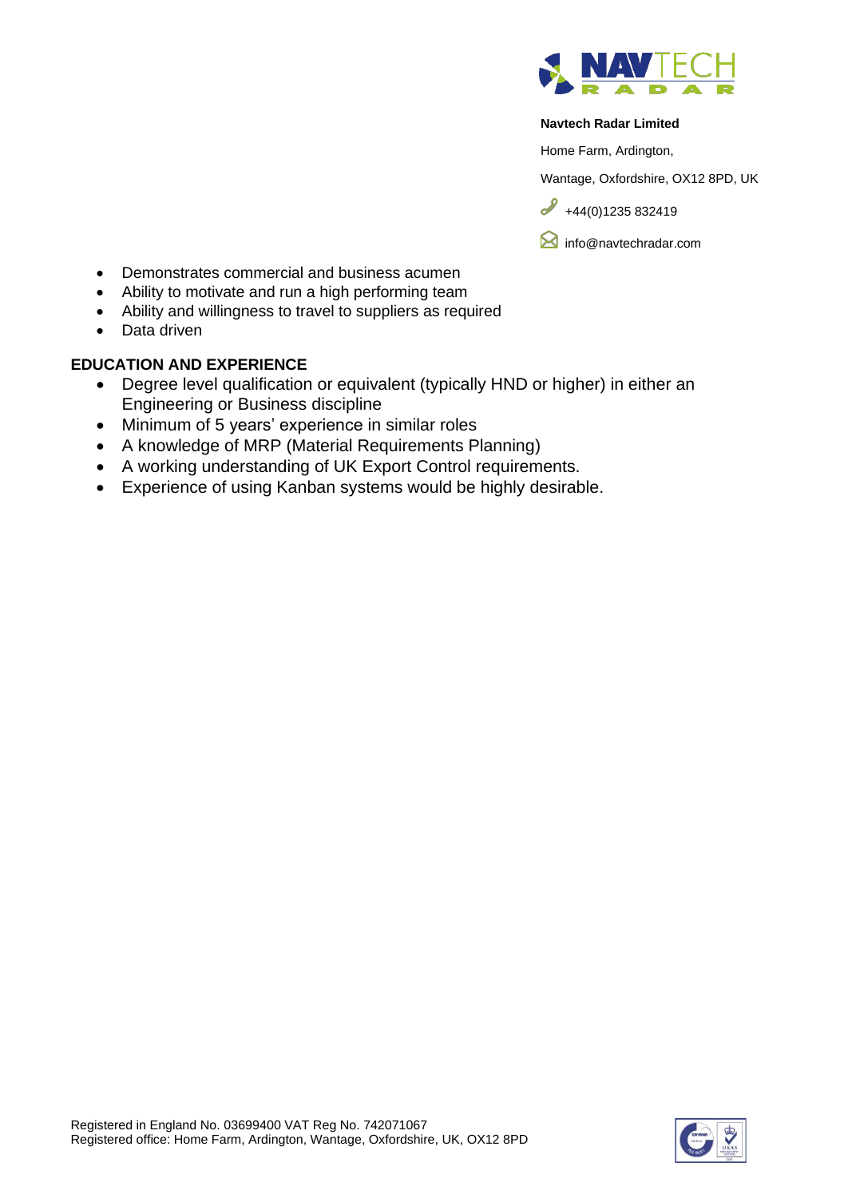- Demonstrates commercial and business acumen
- Ability to motivate and run a high performing team
- Ability and willingness to travel to suppliers as required
- Data driven

**EDUCATION AND EXPERIENCE**

- Degree level qualification or equivalent (typically HND or higher) in either an Engineering or Business discipline
- Minimum of 5 years' experience in similar roles
- A knowledge of MRP (Material Requirements Planning)
- A working understanding of UK Export Control requirements.
- Experience of using Kanban systems would be highly desirable.